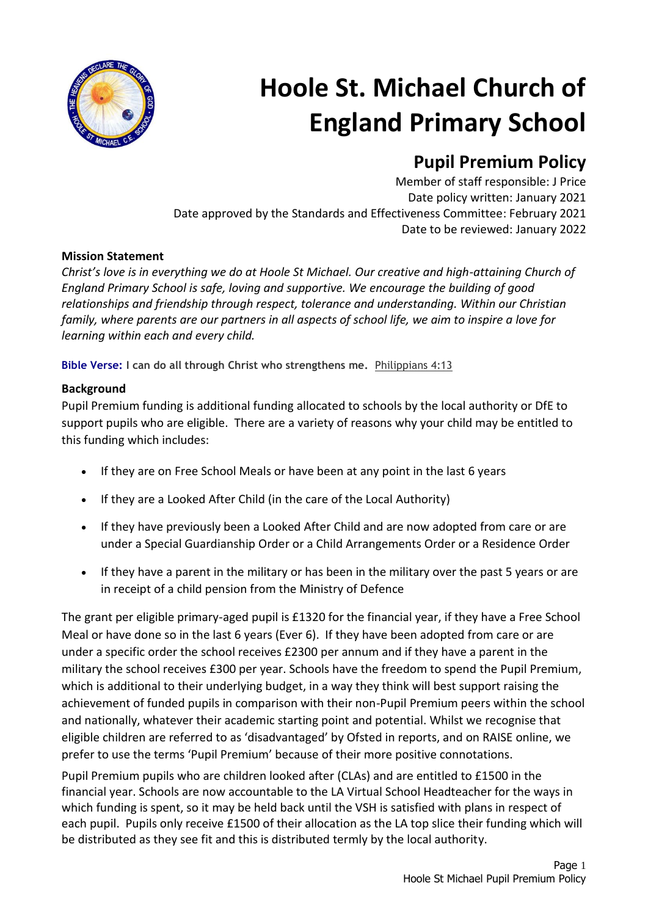# Hoole St. Michael Church of England Primary School

## Pupil Premium Policy

Member of staff responsible: J Price
Date policy written: January 2021
Date approved by the Standards and Effectiveness Committee: February 2021
Date to be reviewed: January 2022

**Mission Statement**

*Christ's love is in everything we do at Hoole St Michael. Our creative and high-attaining Church of England Primary School is safe, loving and supportive. We encourage the building of good relationships and friendship through respect, tolerance and understanding. Within our Christian family, where parents are our partners in all aspects of school life, we aim to inspire a love for learning within each and every child.*

**Bible Verse: I can do all through Christ who strengthens me.** Philippians 4:13

**Background**

Pupil Premium funding is additional funding allocated to schools by the local authority or DfE to support pupils who are eligible. There are a variety of reasons why your child may be entitled to this funding which includes:

- If they are on Free School Meals or have been at any point in the last 6 years
- If they are a Looked After Child (in the care of the Local Authority)
- If they have previously been a Looked After Child and are now adopted from care or are under a Special Guardianship Order or a Child Arrangements Order or a Residence Order
- If they have a parent in the military or has been in the military over the past 5 years or are in receipt of a child pension from the Ministry of Defence

The grant per eligible primary-aged pupil is £1320 for the financial year, if they have a Free School Meal or have done so in the last 6 years (Ever 6). If they have been adopted from care or are under a specific order the school receives £2300 per annum and if they have a parent in the military the school receives £300 per year. Schools have the freedom to spend the Pupil Premium, which is additional to their underlying budget, in a way they think will best support raising the achievement of funded pupils in comparison with their non-Pupil Premium peers within the school and nationally, whatever their academic starting point and potential. Whilst we recognise that eligible children are referred to as 'disadvantaged' by Ofsted in reports, and on RAISE online, we prefer to use the terms 'Pupil Premium' because of their more positive connotations.

Pupil Premium pupils who are children looked after (CLAs) and are entitled to £1500 in the financial year. Schools are now accountable to the LA Virtual School Headteacher for the ways in which funding is spent, so it may be held back until the VSH is satisfied with plans in respect of each pupil. Pupils only receive £1500 of their allocation as the LA top slice their funding which will be distributed as they see fit and this is distributed termly by the local authority.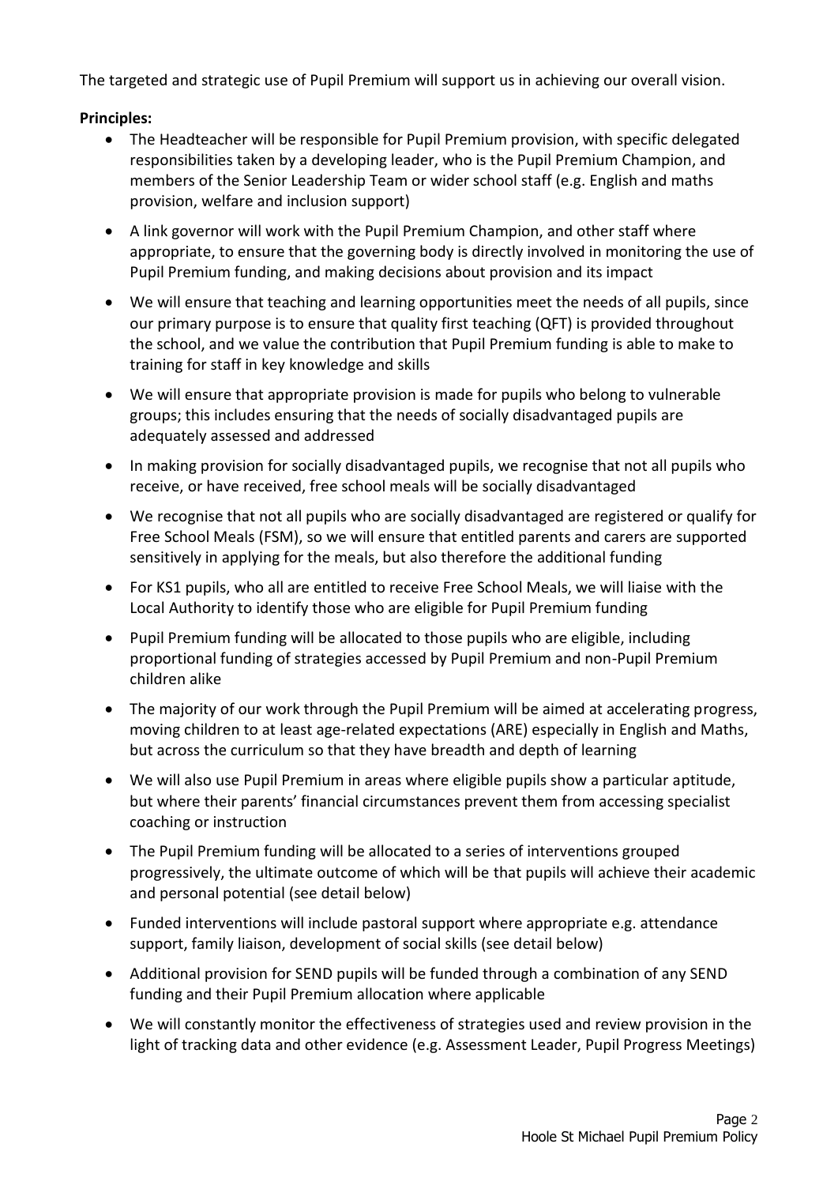The targeted and strategic use of Pupil Premium will support us in achieving our overall vision.

**Principles:**

- The Headteacher will be responsible for Pupil Premium provision, with specific delegated responsibilities taken by a developing leader, who is the Pupil Premium Champion, and members of the Senior Leadership Team or wider school staff (e.g. English and maths provision, welfare and inclusion support)
- A link governor will work with the Pupil Premium Champion, and other staff where appropriate, to ensure that the governing body is directly involved in monitoring the use of Pupil Premium funding, and making decisions about provision and its impact
- We will ensure that teaching and learning opportunities meet the needs of all pupils, since our primary purpose is to ensure that quality first teaching (QFT) is provided throughout the school, and we value the contribution that Pupil Premium funding is able to make to training for staff in key knowledge and skills
- We will ensure that appropriate provision is made for pupils who belong to vulnerable groups; this includes ensuring that the needs of socially disadvantaged pupils are adequately assessed and addressed
- In making provision for socially disadvantaged pupils, we recognise that not all pupils who receive, or have received, free school meals will be socially disadvantaged
- We recognise that not all pupils who are socially disadvantaged are registered or qualify for Free School Meals (FSM), so we will ensure that entitled parents and carers are supported sensitively in applying for the meals, but also therefore the additional funding
- For KS1 pupils, who all are entitled to receive Free School Meals, we will liaise with the Local Authority to identify those who are eligible for Pupil Premium funding
- Pupil Premium funding will be allocated to those pupils who are eligible, including proportional funding of strategies accessed by Pupil Premium and non-Pupil Premium children alike
- The majority of our work through the Pupil Premium will be aimed at accelerating progress, moving children to at least age-related expectations (ARE) especially in English and Maths, but across the curriculum so that they have breadth and depth of learning
- We will also use Pupil Premium in areas where eligible pupils show a particular aptitude, but where their parents' financial circumstances prevent them from accessing specialist coaching or instruction
- The Pupil Premium funding will be allocated to a series of interventions grouped progressively, the ultimate outcome of which will be that pupils will achieve their academic and personal potential (see detail below)
- Funded interventions will include pastoral support where appropriate e.g. attendance support, family liaison, development of social skills (see detail below)
- Additional provision for SEND pupils will be funded through a combination of any SEND funding and their Pupil Premium allocation where applicable
- We will constantly monitor the effectiveness of strategies used and review provision in the light of tracking data and other evidence (e.g. Assessment Leader, Pupil Progress Meetings)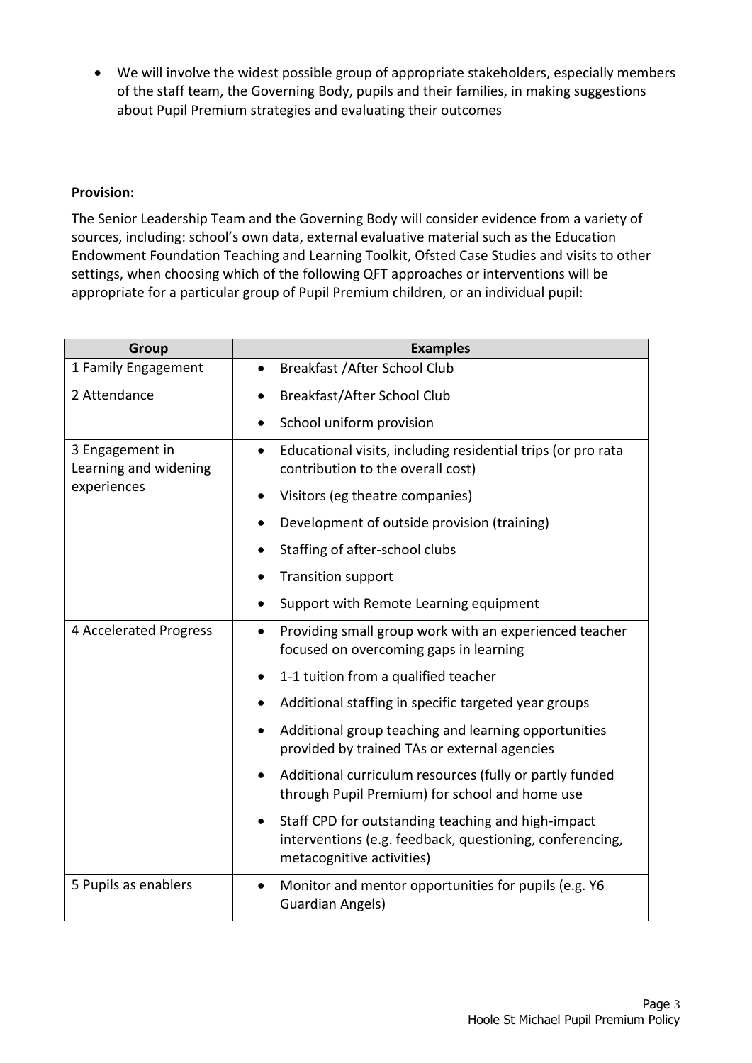- We will involve the widest possible group of appropriate stakeholders, especially members of the staff team, the Governing Body, pupils and their families, in making suggestions about Pupil Premium strategies and evaluating their outcomes

**Provision:**

The Senior Leadership Team and the Governing Body will consider evidence from a variety of sources, including: school's own data, external evaluative material such as the Education Endowment Foundation Teaching and Learning Toolkit, Ofsted Case Studies and visits to other settings, when choosing which of the following QFT approaches or interventions will be appropriate for a particular group of Pupil Premium children, or an individual pupil:

| Group | Examples |
|---|---|
| 1 Family Engagement | • Breakfast /After School Club |
| 2 Attendance | • Breakfast/After School Club<br>• School uniform provision |
| 3 Engagement in Learning and widening experiences | • Educational visits, including residential trips (or pro rata contribution to the overall cost)<br>• Visitors (eg theatre companies)<br>• Development of outside provision (training)<br>• Staffing of after-school clubs<br>• Transition support<br>• Support with Remote Learning equipment |
| 4 Accelerated Progress | • Providing small group work with an experienced teacher focused on overcoming gaps in learning<br>• 1-1 tuition from a qualified teacher<br>• Additional staffing in specific targeted year groups<br>• Additional group teaching and learning opportunities provided by trained TAs or external agencies<br>• Additional curriculum resources (fully or partly funded through Pupil Premium) for school and home use<br>• Staff CPD for outstanding teaching and high-impact interventions (e.g. feedback, questioning, conferencing, metacognitive activities) |
| 5 Pupils as enablers | • Monitor and mentor opportunities for pupils (e.g. Y6 Guardian Angels) |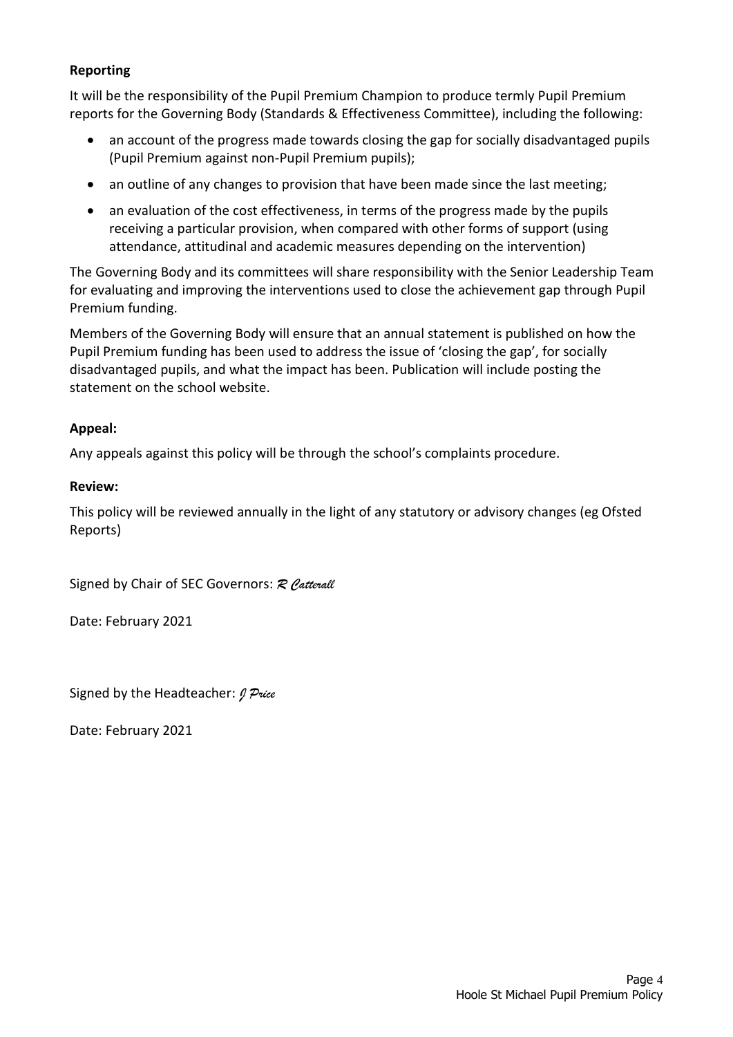**Reporting**

It will be the responsibility of the Pupil Premium Champion to produce termly Pupil Premium reports for the Governing Body (Standards & Effectiveness Committee), including the following:

- an account of the progress made towards closing the gap for socially disadvantaged pupils (Pupil Premium against non-Pupil Premium pupils);
- an outline of any changes to provision that have been made since the last meeting;
- an evaluation of the cost effectiveness, in terms of the progress made by the pupils receiving a particular provision, when compared with other forms of support (using attendance, attitudinal and academic measures depending on the intervention)

The Governing Body and its committees will share responsibility with the Senior Leadership Team for evaluating and improving the interventions used to close the achievement gap through Pupil Premium funding.

Members of the Governing Body will ensure that an annual statement is published on how the Pupil Premium funding has been used to address the issue of 'closing the gap', for socially disadvantaged pupils, and what the impact has been. Publication will include posting the statement on the school website.

**Appeal:**

Any appeals against this policy will be through the school's complaints procedure.

**Review:**

This policy will be reviewed annually in the light of any statutory or advisory changes (eg Ofsted Reports)

Signed by Chair of SEC Governors: *R Catterall*

Date: February 2021

Signed by the Headteacher: *J Price*

Date: February 2021